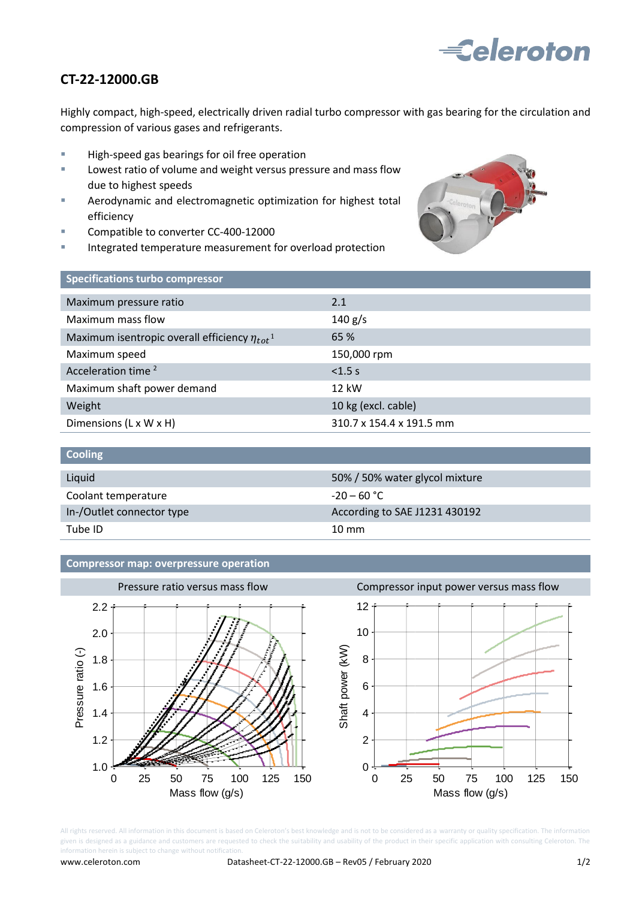# CT-22-12000.GB

Highly compact, high-speed, electrically driven radial turbo compressor with gas bearing for the circulation and compression of various gases and refrigerants.

- High-speed gas bearings for oil free operation
- Lowest ratio of volume and weight versus pressure and mass flow due to highest speeds
- Aerodynamic and electromagnetic optimization for highest total efficiency
- Compatible to converter CC-400-12000
- Integrated temperature measurement for overload protection

## Specifications turbo compressor

| | |
|---|---|
| Maximum pressure ratio | 2.1 |
| Maximum mass flow | 140 g/s |
| Maximum isentropic overall efficiency $\eta_{tot}$ [1] | 65 % |
| Maximum speed | 150,000 rpm |
| Acceleration time [2] | <1.5 s |
| Maximum shaft power demand | 12 kW |
| Weight | 10 kg (excl. cable) |
| Dimensions (L x W x H) | 310.7 x 154.4 x 191.5 mm |

## Cooling

| | |
|---|---|
| Liquid | 50% / 50% water glycol mixture |
| Coolant temperature | -20 – 60 °C |
| In-/Outlet connector type | According to SAE J1231 430192 |
| Tube ID | 10 mm |

## Compressor map: overpressure operation

Pressure ratio versus mass flow

Compressor input power versus mass flow

All rights reserved. All information in this document is based on Celeroton's best knowledge and is not to be considered as a warranty or quality specification. The information given is designed as a guidance and customers are requested to check the suitability and usability of the product in their specific application with consulting Celeroton. The information herein is subject to change without notification.

www.celeroton.com Datasheet-CT-22-12000.GB – Rev05 / February 2020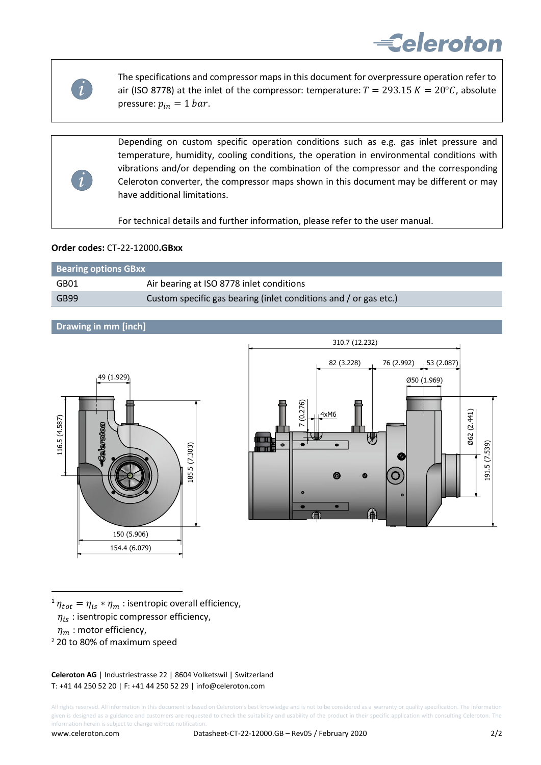The specifications and compressor maps in this document for overpressure operation refer to air (ISO 8778) at the inlet of the compressor: temperature: $T = 293.15\ K = 20°C$, absolute pressure: $p_{in} = 1\ bar$.

Depending on custom specific operation conditions such as e.g. gas inlet pressure and temperature, humidity, cooling conditions, the operation in environmental conditions with vibrations and/or depending on the combination of the compressor and the corresponding Celeroton converter, the compressor maps shown in this document may be different or may have additional limitations.

For technical details and further information, please refer to the user manual.

**Order codes:** CT-22-12000.**GBxx**

| Bearing options GBxx | |
|---|---|
| GB01 | Air bearing at ISO 8778 inlet conditions |
| GB99 | Custom specific gas bearing (inlet conditions and / or gas etc.) |

## Drawing in mm [inch]

49 (1.929)
116.5 (4.587)
185.5 (7.303)
150 (5.906)
154.4 (6.079)
310.7 (12.232)
82 (3.228)
76 (2.992)
53 (2.087)
Ø50 (1.969)
7 (0.276)
4xM6
Ø62 (2.441)
191.5 (7.539)

[1] $\eta_{tot} = \eta_{is} * \eta_m$ : isentropic overall efficiency,
$\eta_{is}$ : isentropic compressor efficiency,
$\eta_m$ : motor efficiency,
[2] 20 to 80% of maximum speed

**Celeroton AG** | Industriestrasse 22 | 8604 Volketswil | Switzerland
T: +41 44 250 52 20 | F: +41 44 250 52 29 | info@celeroton.com

All rights reserved. All information in this document is based on Celeroton's best knowledge and is not to be considered as a warranty or quality specification. The information given is designed as a guidance and customers are requested to check the suitability and usability of the product in their specific application with consulting Celeroton. The information herein is subject to change without notification.

www.celeroton.com Datasheet-CT-22-12000.GB – Rev05 / February 2020